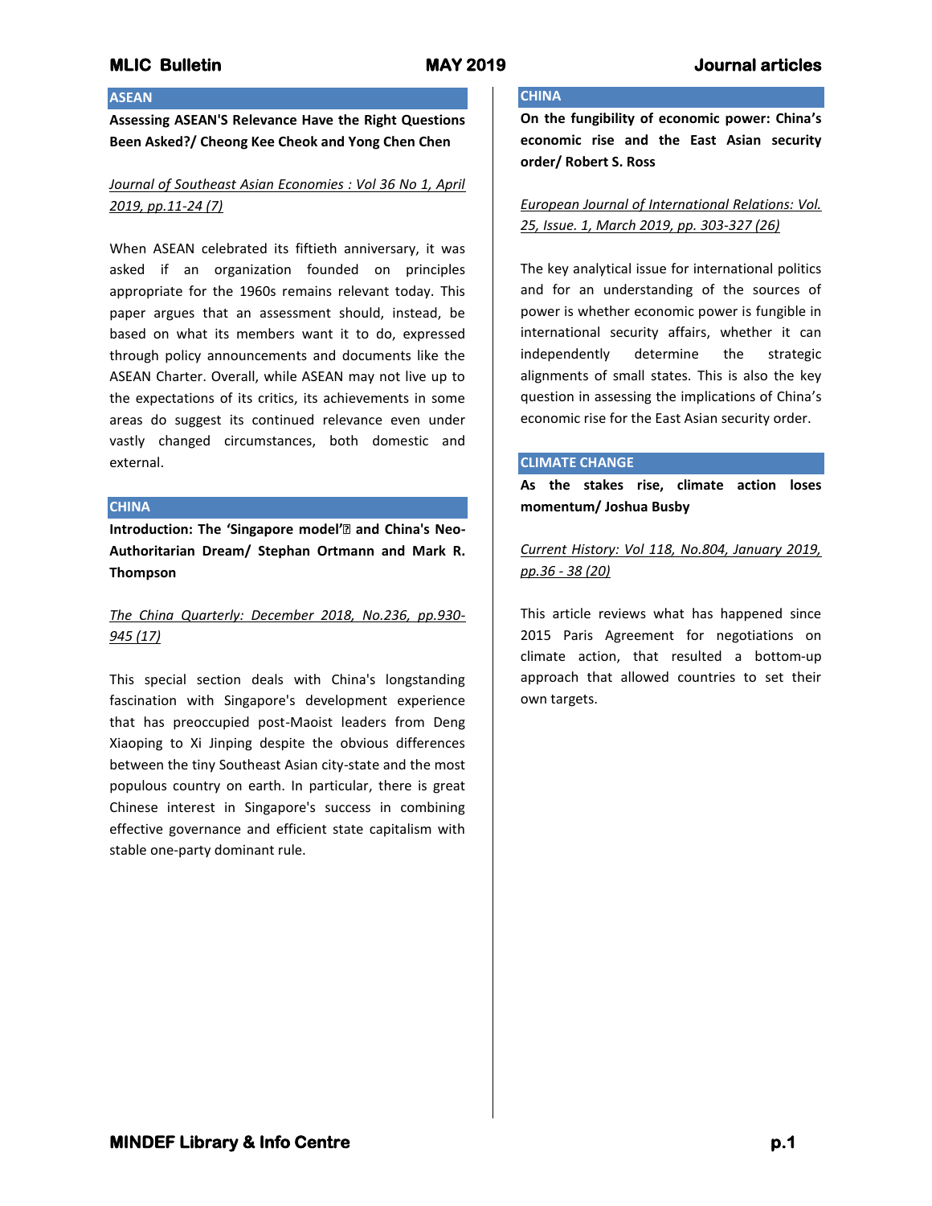## ASEAN

**Assessing ASEAN'S Relevance Have the Right Questions Been Asked?/ Cheong Kee Cheok and Yong Chen Chen**

*Journal of Southeast Asian Economies : Vol 36 No 1, April 2019, pp.11-24 (7)*

When ASEAN celebrated its fiftieth anniversary, it was asked if an organization founded on principles appropriate for the 1960s remains relevant today. This paper argues that an assessment should, instead, be based on what its members want it to do, expressed through policy announcements and documents like the ASEAN Charter. Overall, while ASEAN may not live up to the expectations of its critics, its achievements in some areas do suggest its continued relevance even under vastly changed circumstances, both domestic and external.

## CHINA

**Introduction: The 'Singapore model'� and China's Neo-Authoritarian Dream/ Stephan Ortmann and Mark R. Thompson**

*The China Quarterly: December 2018, No.236, pp.930-945 (17)*

This special section deals with China's longstanding fascination with Singapore's development experience that has preoccupied post-Maoist leaders from Deng Xiaoping to Xi Jinping despite the obvious differences between the tiny Southeast Asian city-state and the most populous country on earth. In particular, there is great Chinese interest in Singapore's success in combining effective governance and efficient state capitalism with stable one-party dominant rule.

## CHINA

**On the fungibility of economic power: China's economic rise and the East Asian security order/ Robert S. Ross**

*European Journal of International Relations: Vol. 25, Issue. 1, March 2019, pp. 303-327 (26)*

The key analytical issue for international politics and for an understanding of the sources of power is whether economic power is fungible in international security affairs, whether it can independently determine the strategic alignments of small states. This is also the key question in assessing the implications of China's economic rise for the East Asian security order.

## CLIMATE CHANGE

**As the stakes rise, climate action loses momentum/ Joshua Busby**

*Current History: Vol 118, No.804, January 2019, pp.36 - 38 (20)*

This article reviews what has happened since 2015 Paris Agreement for negotiations on climate action, that resulted a bottom-up approach that allowed countries to set their own targets.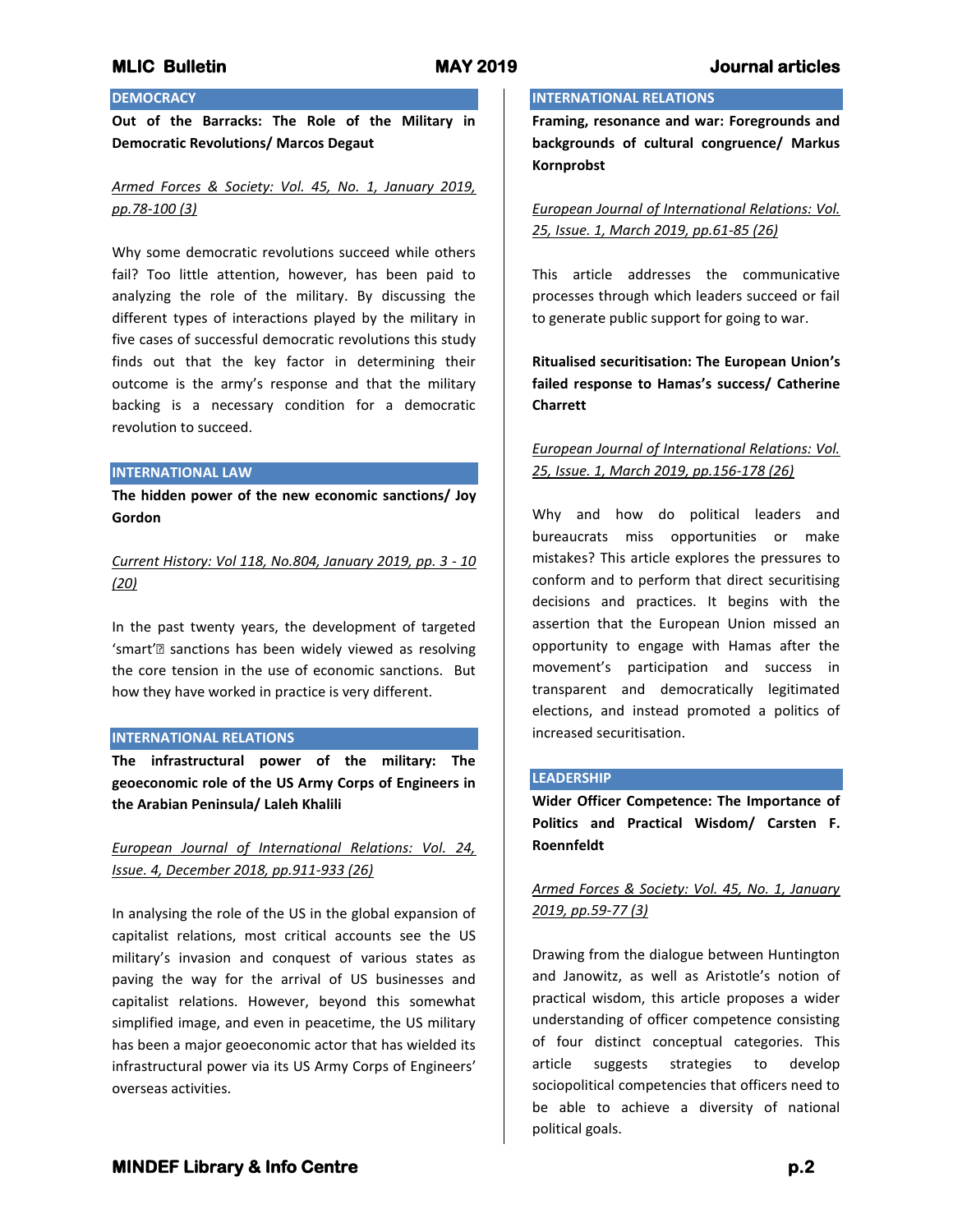## DEMOCRACY

**Out of the Barracks: The Role of the Military in Democratic Revolutions/ Marcos Degaut**

*Armed Forces & Society: Vol. 45, No. 1, January 2019, pp.78-100 (3)*

Why some democratic revolutions succeed while others fail? Too little attention, however, has been paid to analyzing the role of the military. By discussing the different types of interactions played by the military in five cases of successful democratic revolutions this study finds out that the key factor in determining their outcome is the army's response and that the military backing is a necessary condition for a democratic revolution to succeed.

## INTERNATIONAL LAW

**The hidden power of the new economic sanctions/ Joy Gordon**

*Current History: Vol 118, No.804, January 2019, pp. 3 - 10 (20)*

In the past twenty years, the development of targeted 'smart' sanctions has been widely viewed as resolving the core tension in the use of economic sanctions. But how they have worked in practice is very different.

## INTERNATIONAL RELATIONS

**The infrastructural power of the military: The geoeconomic role of the US Army Corps of Engineers in the Arabian Peninsula/ Laleh Khalili**

*European Journal of International Relations: Vol. 24, Issue. 4, December 2018, pp.911-933 (26)*

In analysing the role of the US in the global expansion of capitalist relations, most critical accounts see the US military's invasion and conquest of various states as paving the way for the arrival of US businesses and capitalist relations. However, beyond this somewhat simplified image, and even in peacetime, the US military has been a major geoeconomic actor that has wielded its infrastructural power via its US Army Corps of Engineers' overseas activities.

## INTERNATIONAL RELATIONS

**Framing, resonance and war: Foregrounds and backgrounds of cultural congruence/ Markus Kornprobst**

*European Journal of International Relations: Vol. 25, Issue. 1, March 2019, pp.61-85 (26)*

This article addresses the communicative processes through which leaders succeed or fail to generate public support for going to war.

**Ritualised securitisation: The European Union's failed response to Hamas's success/ Catherine Charrett**

*European Journal of International Relations: Vol. 25, Issue. 1, March 2019, pp.156-178 (26)*

Why and how do political leaders and bureaucrats miss opportunities or make mistakes? This article explores the pressures to conform and to perform that direct securitising decisions and practices. It begins with the assertion that the European Union missed an opportunity to engage with Hamas after the movement's participation and success in transparent and democratically legitimated elections, and instead promoted a politics of increased securitisation.

## LEADERSHIP

**Wider Officer Competence: The Importance of Politics and Practical Wisdom/ Carsten F. Roennfeldt**

*Armed Forces & Society: Vol. 45, No. 1, January 2019, pp.59-77 (3)*

Drawing from the dialogue between Huntington and Janowitz, as well as Aristotle's notion of practical wisdom, this article proposes a wider understanding of officer competence consisting of four distinct conceptual categories. This article suggests strategies to develop sociopolitical competencies that officers need to be able to achieve a diversity of national political goals.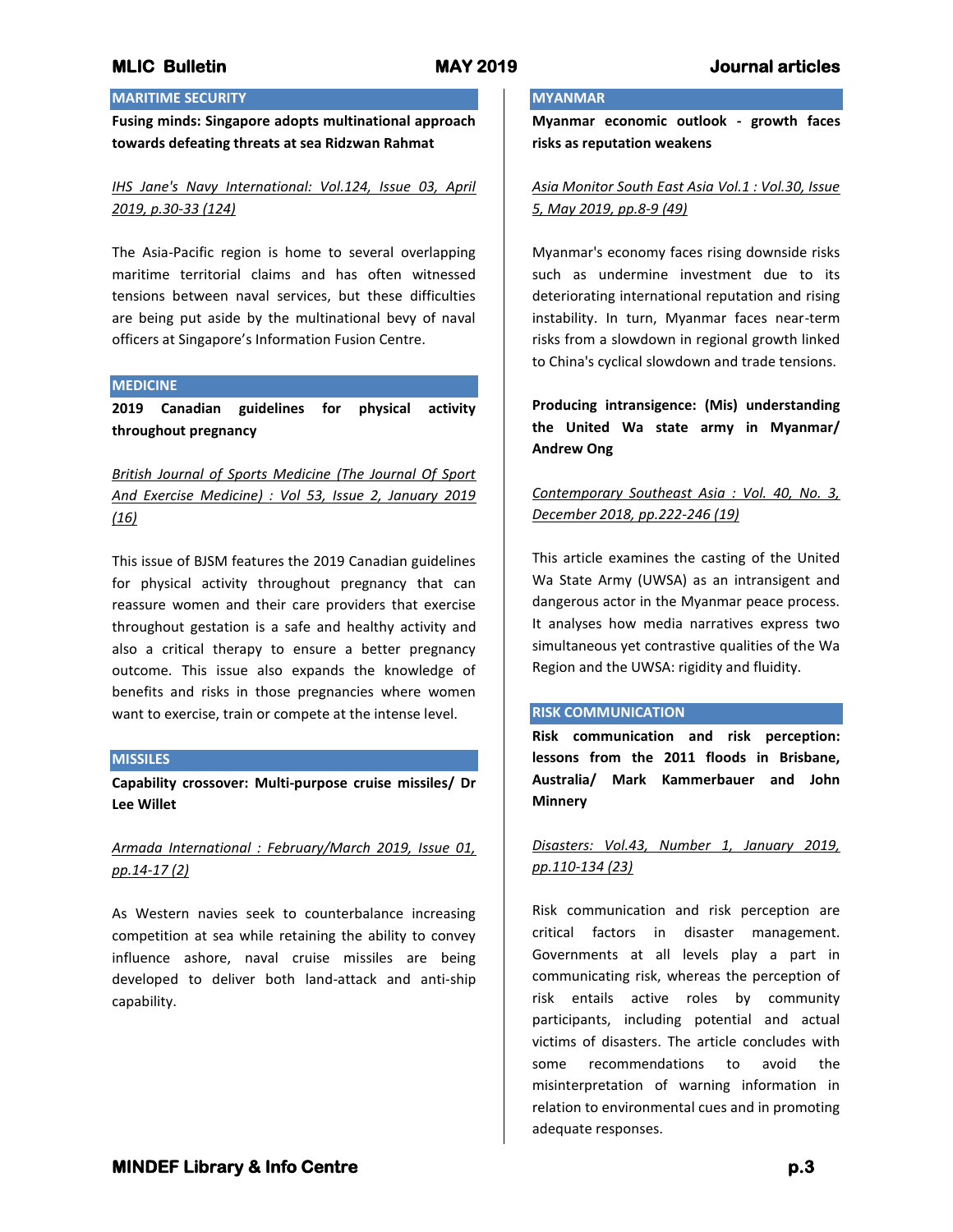## MARITIME SECURITY

**Fusing minds: Singapore adopts multinational approach towards defeating threats at sea Ridzwan Rahmat**

*IHS Jane's Navy International: Vol.124, Issue 03, April 2019, p.30-33 (124)*

The Asia-Pacific region is home to several overlapping maritime territorial claims and has often witnessed tensions between naval services, but these difficulties are being put aside by the multinational bevy of naval officers at Singapore's Information Fusion Centre.

## MEDICINE

**2019 Canadian guidelines for physical activity throughout pregnancy**

*British Journal of Sports Medicine (The Journal Of Sport And Exercise Medicine) : Vol 53, Issue 2, January 2019 (16)*

This issue of BJSM features the 2019 Canadian guidelines for physical activity throughout pregnancy that can reassure women and their care providers that exercise throughout gestation is a safe and healthy activity and also a critical therapy to ensure a better pregnancy outcome. This issue also expands the knowledge of benefits and risks in those pregnancies where women want to exercise, train or compete at the intense level.

## MISSILES

**Capability crossover: Multi-purpose cruise missiles/ Dr Lee Willet**

*Armada International : February/March 2019, Issue 01, pp.14-17 (2)*

As Western navies seek to counterbalance increasing competition at sea while retaining the ability to convey influence ashore, naval cruise missiles are being developed to deliver both land-attack and anti-ship capability.

## MYANMAR

**Myanmar economic outlook - growth faces risks as reputation weakens**

*Asia Monitor South East Asia Vol.1 : Vol.30, Issue 5, May 2019, pp.8-9 (49)*

Myanmar's economy faces rising downside risks such as undermine investment due to its deteriorating international reputation and rising instability. In turn, Myanmar faces near-term risks from a slowdown in regional growth linked to China's cyclical slowdown and trade tensions.

**Producing intransigence: (Mis) understanding the United Wa state army in Myanmar/ Andrew Ong**

*Contemporary Southeast Asia : Vol. 40, No. 3, December 2018, pp.222-246 (19)*

This article examines the casting of the United Wa State Army (UWSA) as an intransigent and dangerous actor in the Myanmar peace process. It analyses how media narratives express two simultaneous yet contrastive qualities of the Wa Region and the UWSA: rigidity and fluidity.

## RISK COMMUNICATION

**Risk communication and risk perception: lessons from the 2011 floods in Brisbane, Australia/ Mark Kammerbauer and John Minnery**

*Disasters: Vol.43, Number 1, January 2019, pp.110-134 (23)*

Risk communication and risk perception are critical factors in disaster management. Governments at all levels play a part in communicating risk, whereas the perception of risk entails active roles by community participants, including potential and actual victims of disasters. The article concludes with some recommendations to avoid the misinterpretation of warning information in relation to environmental cues and in promoting adequate responses.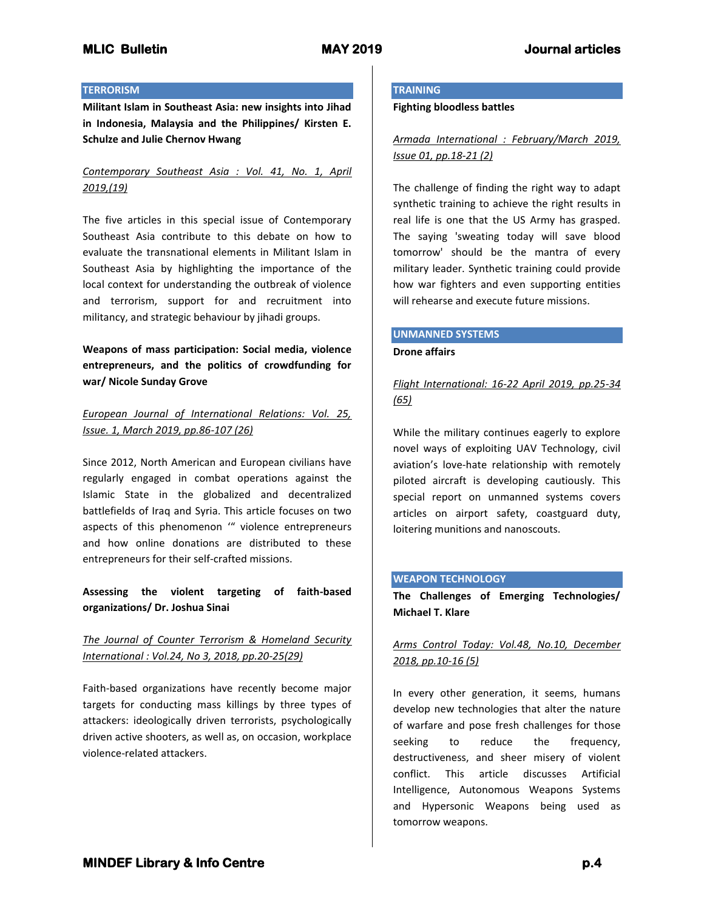## TERRORISM

**Militant Islam in Southeast Asia: new insights into Jihad in Indonesia, Malaysia and the Philippines/ Kirsten E. Schulze and Julie Chernov Hwang**

*Contemporary Southeast Asia : Vol. 41, No. 1, April 2019,(19)*

The five articles in this special issue of Contemporary Southeast Asia contribute to this debate on how to evaluate the transnational elements in Militant Islam in Southeast Asia by highlighting the importance of the local context for understanding the outbreak of violence and terrorism, support for and recruitment into militancy, and strategic behaviour by jihadi groups.

**Weapons of mass participation: Social media, violence entrepreneurs, and the politics of crowdfunding for war/ Nicole Sunday Grove**

*European Journal of International Relations: Vol. 25, Issue. 1, March 2019, pp.86-107 (26)*

Since 2012, North American and European civilians have regularly engaged in combat operations against the Islamic State in the globalized and decentralized battlefields of Iraq and Syria. This article focuses on two aspects of this phenomenon '" violence entrepreneurs and how online donations are distributed to these entrepreneurs for their self-crafted missions.

**Assessing the violent targeting of faith-based organizations/ Dr. Joshua Sinai**

*The Journal of Counter Terrorism & Homeland Security International : Vol.24, No 3, 2018, pp.20-25(29)*

Faith-based organizations have recently become major targets for conducting mass killings by three types of attackers: ideologically driven terrorists, psychologically driven active shooters, as well as, on occasion, workplace violence-related attackers.

## TRAINING

**Fighting bloodless battles**

*Armada International : February/March 2019, Issue 01, pp.18-21 (2)*

The challenge of finding the right way to adapt synthetic training to achieve the right results in real life is one that the US Army has grasped. The saying 'sweating today will save blood tomorrow' should be the mantra of every military leader. Synthetic training could provide how war fighters and even supporting entities will rehearse and execute future missions.

## UNMANNED SYSTEMS

**Drone affairs**

*Flight International: 16-22 April 2019, pp.25-34 (65)*

While the military continues eagerly to explore novel ways of exploiting UAV Technology, civil aviation's love-hate relationship with remotely piloted aircraft is developing cautiously. This special report on unmanned systems covers articles on airport safety, coastguard duty, loitering munitions and nanoscouts.

## WEAPON TECHNOLOGY

**The Challenges of Emerging Technologies/ Michael T. Klare**

*Arms Control Today: Vol.48, No.10, December 2018, pp.10-16 (5)*

In every other generation, it seems, humans develop new technologies that alter the nature of warfare and pose fresh challenges for those seeking to reduce the frequency, destructiveness, and sheer misery of violent conflict. This article discusses Artificial Intelligence, Autonomous Weapons Systems and Hypersonic Weapons being used as tomorrow weapons.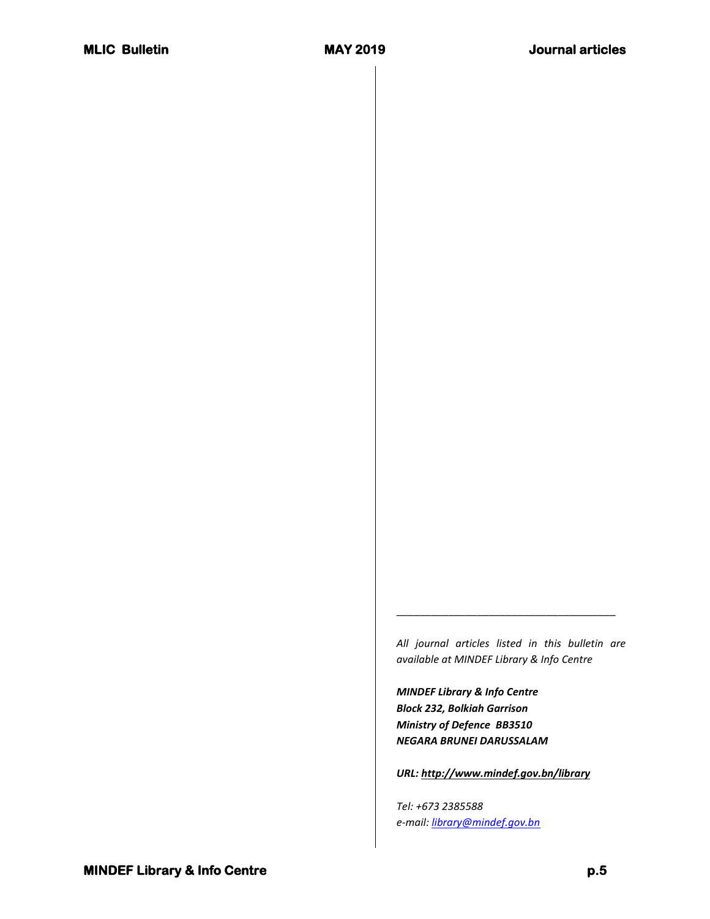---

*All journal articles listed in this bulletin are available at MINDEF Library & Info Centre*

***MINDEF Library & Info Centre***
***Block 232, Bolkiah Garrison***
***Ministry of Defence BB3510***
***NEGARA BRUNEI DARUSSALAM***

***URL: http://www.mindef.gov.bn/library***

*Tel: +673 2385588*
*e-mail: library@mindef.gov.bn*